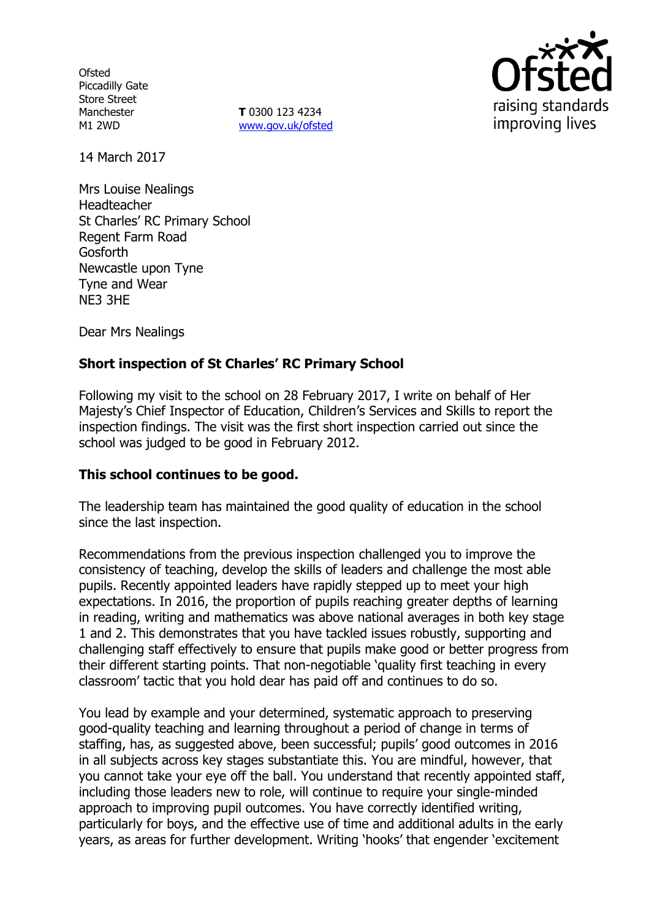Ofsted
Piccadilly Gate
Store Street
Manchester
M1 2WD

**T** 0300 123 4234
www.gov.uk/ofsted

Ofsted
raising standards
improving lives

14 March 2017

Mrs Louise Nealings
Headteacher
St Charles' RC Primary School
Regent Farm Road
Gosforth
Newcastle upon Tyne
Tyne and Wear
NE3 3HE

Dear Mrs Nealings

**Short inspection of St Charles' RC Primary School**

Following my visit to the school on 28 February 2017, I write on behalf of Her Majesty's Chief Inspector of Education, Children's Services and Skills to report the inspection findings. The visit was the first short inspection carried out since the school was judged to be good in February 2012.

**This school continues to be good.**

The leadership team has maintained the good quality of education in the school since the last inspection.

Recommendations from the previous inspection challenged you to improve the consistency of teaching, develop the skills of leaders and challenge the most able pupils. Recently appointed leaders have rapidly stepped up to meet your high expectations. In 2016, the proportion of pupils reaching greater depths of learning in reading, writing and mathematics was above national averages in both key stage 1 and 2. This demonstrates that you have tackled issues robustly, supporting and challenging staff effectively to ensure that pupils make good or better progress from their different starting points. That non-negotiable 'quality first teaching in every classroom' tactic that you hold dear has paid off and continues to do so.

You lead by example and your determined, systematic approach to preserving good-quality teaching and learning throughout a period of change in terms of staffing, has, as suggested above, been successful; pupils' good outcomes in 2016 in all subjects across key stages substantiate this. You are mindful, however, that you cannot take your eye off the ball. You understand that recently appointed staff, including those leaders new to role, will continue to require your single-minded approach to improving pupil outcomes. You have correctly identified writing, particularly for boys, and the effective use of time and additional adults in the early years, as areas for further development. Writing 'hooks' that engender 'excitement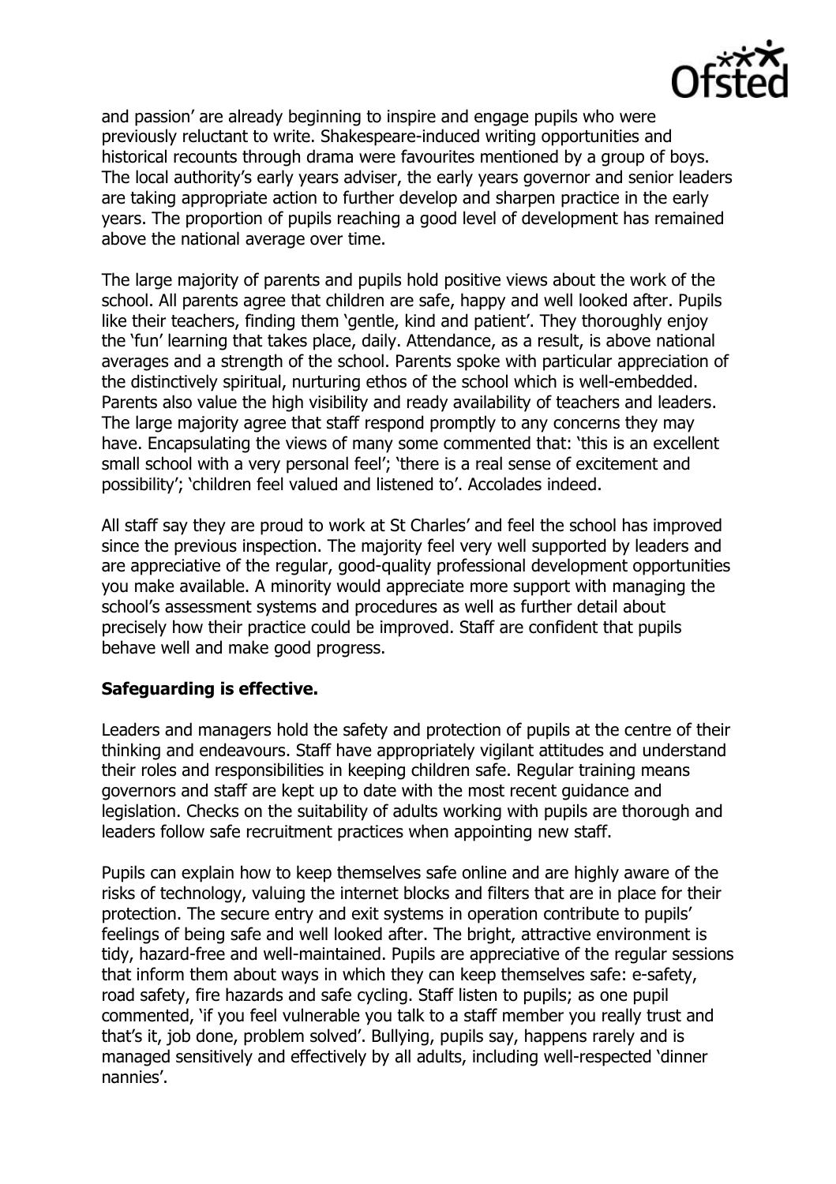and passion' are already beginning to inspire and engage pupils who were previously reluctant to write. Shakespeare-induced writing opportunities and historical recounts through drama were favourites mentioned by a group of boys. The local authority's early years adviser, the early years governor and senior leaders are taking appropriate action to further develop and sharpen practice in the early years. The proportion of pupils reaching a good level of development has remained above the national average over time.

The large majority of parents and pupils hold positive views about the work of the school. All parents agree that children are safe, happy and well looked after. Pupils like their teachers, finding them 'gentle, kind and patient'. They thoroughly enjoy the 'fun' learning that takes place, daily. Attendance, as a result, is above national averages and a strength of the school. Parents spoke with particular appreciation of the distinctively spiritual, nurturing ethos of the school which is well-embedded. Parents also value the high visibility and ready availability of teachers and leaders. The large majority agree that staff respond promptly to any concerns they may have. Encapsulating the views of many some commented that: 'this is an excellent small school with a very personal feel'; 'there is a real sense of excitement and possibility'; 'children feel valued and listened to'. Accolades indeed.

All staff say they are proud to work at St Charles' and feel the school has improved since the previous inspection. The majority feel very well supported by leaders and are appreciative of the regular, good-quality professional development opportunities you make available. A minority would appreciate more support with managing the school's assessment systems and procedures as well as further detail about precisely how their practice could be improved. Staff are confident that pupils behave well and make good progress.

**Safeguarding is effective.**

Leaders and managers hold the safety and protection of pupils at the centre of their thinking and endeavours. Staff have appropriately vigilant attitudes and understand their roles and responsibilities in keeping children safe. Regular training means governors and staff are kept up to date with the most recent guidance and legislation. Checks on the suitability of adults working with pupils are thorough and leaders follow safe recruitment practices when appointing new staff.

Pupils can explain how to keep themselves safe online and are highly aware of the risks of technology, valuing the internet blocks and filters that are in place for their protection. The secure entry and exit systems in operation contribute to pupils' feelings of being safe and well looked after. The bright, attractive environment is tidy, hazard-free and well-maintained. Pupils are appreciative of the regular sessions that inform them about ways in which they can keep themselves safe: e-safety, road safety, fire hazards and safe cycling. Staff listen to pupils; as one pupil commented, 'if you feel vulnerable you talk to a staff member you really trust and that's it, job done, problem solved'. Bullying, pupils say, happens rarely and is managed sensitively and effectively by all adults, including well-respected 'dinner nannies'.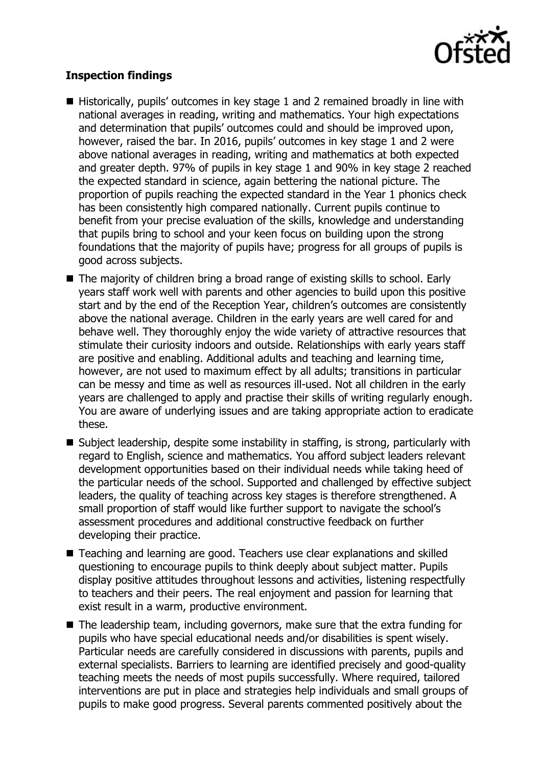**Inspection findings**

- Historically, pupils' outcomes in key stage 1 and 2 remained broadly in line with national averages in reading, writing and mathematics. Your high expectations and determination that pupils' outcomes could and should be improved upon, however, raised the bar. In 2016, pupils' outcomes in key stage 1 and 2 were above national averages in reading, writing and mathematics at both expected and greater depth. 97% of pupils in key stage 1 and 90% in key stage 2 reached the expected standard in science, again bettering the national picture. The proportion of pupils reaching the expected standard in the Year 1 phonics check has been consistently high compared nationally. Current pupils continue to benefit from your precise evaluation of the skills, knowledge and understanding that pupils bring to school and your keen focus on building upon the strong foundations that the majority of pupils have; progress for all groups of pupils is good across subjects.
- The majority of children bring a broad range of existing skills to school. Early years staff work well with parents and other agencies to build upon this positive start and by the end of the Reception Year, children's outcomes are consistently above the national average. Children in the early years are well cared for and behave well. They thoroughly enjoy the wide variety of attractive resources that stimulate their curiosity indoors and outside. Relationships with early years staff are positive and enabling. Additional adults and teaching and learning time, however, are not used to maximum effect by all adults; transitions in particular can be messy and time as well as resources ill-used. Not all children in the early years are challenged to apply and practise their skills of writing regularly enough. You are aware of underlying issues and are taking appropriate action to eradicate these.
- Subject leadership, despite some instability in staffing, is strong, particularly with regard to English, science and mathematics. You afford subject leaders relevant development opportunities based on their individual needs while taking heed of the particular needs of the school. Supported and challenged by effective subject leaders, the quality of teaching across key stages is therefore strengthened. A small proportion of staff would like further support to navigate the school's assessment procedures and additional constructive feedback on further developing their practice.
- Teaching and learning are good. Teachers use clear explanations and skilled questioning to encourage pupils to think deeply about subject matter. Pupils display positive attitudes throughout lessons and activities, listening respectfully to teachers and their peers. The real enjoyment and passion for learning that exist result in a warm, productive environment.
- The leadership team, including governors, make sure that the extra funding for pupils who have special educational needs and/or disabilities is spent wisely. Particular needs are carefully considered in discussions with parents, pupils and external specialists. Barriers to learning are identified precisely and good-quality teaching meets the needs of most pupils successfully. Where required, tailored interventions are put in place and strategies help individuals and small groups of pupils to make good progress. Several parents commented positively about the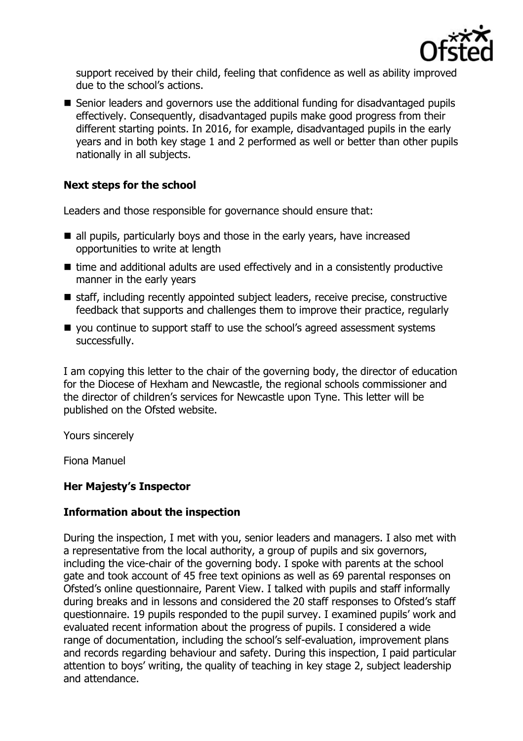support received by their child, feeling that confidence as well as ability improved due to the school's actions.

- Senior leaders and governors use the additional funding for disadvantaged pupils effectively. Consequently, disadvantaged pupils make good progress from their different starting points. In 2016, for example, disadvantaged pupils in the early years and in both key stage 1 and 2 performed as well or better than other pupils nationally in all subjects.

## Next steps for the school

Leaders and those responsible for governance should ensure that:

- all pupils, particularly boys and those in the early years, have increased opportunities to write at length
- time and additional adults are used effectively and in a consistently productive manner in the early years
- staff, including recently appointed subject leaders, receive precise, constructive feedback that supports and challenges them to improve their practice, regularly
- you continue to support staff to use the school's agreed assessment systems successfully.

I am copying this letter to the chair of the governing body, the director of education for the Diocese of Hexham and Newcastle, the regional schools commissioner and the director of children's services for Newcastle upon Tyne. This letter will be published on the Ofsted website.

Yours sincerely

Fiona Manuel

**Her Majesty's Inspector**

## Information about the inspection

During the inspection, I met with you, senior leaders and managers. I also met with a representative from the local authority, a group of pupils and six governors, including the vice-chair of the governing body. I spoke with parents at the school gate and took account of 45 free text opinions as well as 69 parental responses on Ofsted's online questionnaire, Parent View. I talked with pupils and staff informally during breaks and in lessons and considered the 20 staff responses to Ofsted's staff questionnaire. 19 pupils responded to the pupil survey. I examined pupils' work and evaluated recent information about the progress of pupils. I considered a wide range of documentation, including the school's self-evaluation, improvement plans and records regarding behaviour and safety. During this inspection, I paid particular attention to boys' writing, the quality of teaching in key stage 2, subject leadership and attendance.